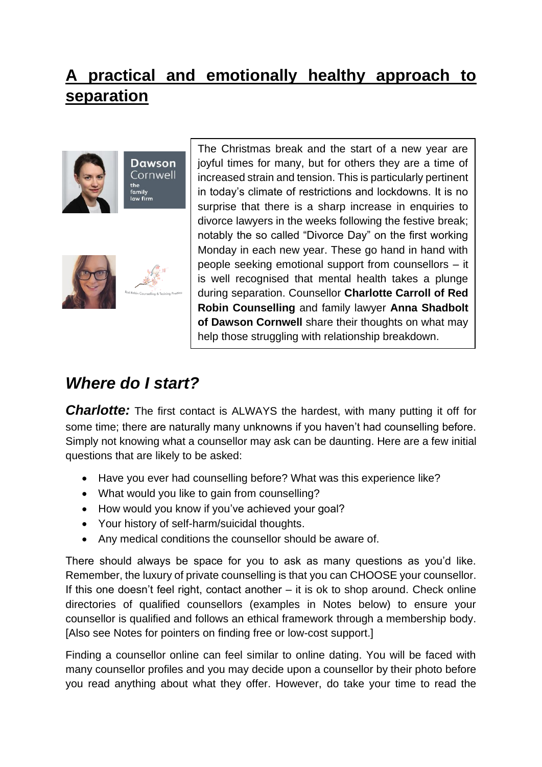# A practical and emotionally healthy approach to separation

The Christmas break and the start of a new year are joyful times for many, but for others they are a time of increased strain and tension. This is particularly pertinent in today's climate of restrictions and lockdowns. It is no surprise that there is a sharp increase in enquiries to divorce lawyers in the weeks following the festive break; notably the so called "Divorce Day" on the first working Monday in each new year. These go hand in hand with people seeking emotional support from counsellors – it is well recognised that mental health takes a plunge during separation. Counsellor **Charlotte Carroll of Red Robin Counselling** and family lawyer **Anna Shadbolt of Dawson Cornwell** share their thoughts on what may help those struggling with relationship breakdown.

## *Where do I start?*

***Charlotte:*** The first contact is ALWAYS the hardest, with many putting it off for some time; there are naturally many unknowns if you haven't had counselling before. Simply not knowing what a counsellor may ask can be daunting. Here are a few initial questions that are likely to be asked:

- Have you ever had counselling before? What was this experience like?
- What would you like to gain from counselling?
- How would you know if you've achieved your goal?
- Your history of self-harm/suicidal thoughts.
- Any medical conditions the counsellor should be aware of.

There should always be space for you to ask as many questions as you'd like. Remember, the luxury of private counselling is that you can CHOOSE your counsellor. If this one doesn't feel right, contact another – it is ok to shop around. Check online directories of qualified counsellors (examples in Notes below) to ensure your counsellor is qualified and follows an ethical framework through a membership body. [Also see Notes for pointers on finding free or low-cost support.]

Finding a counsellor online can feel similar to online dating. You will be faced with many counsellor profiles and you may decide upon a counsellor by their photo before you read anything about what they offer. However, do take your time to read the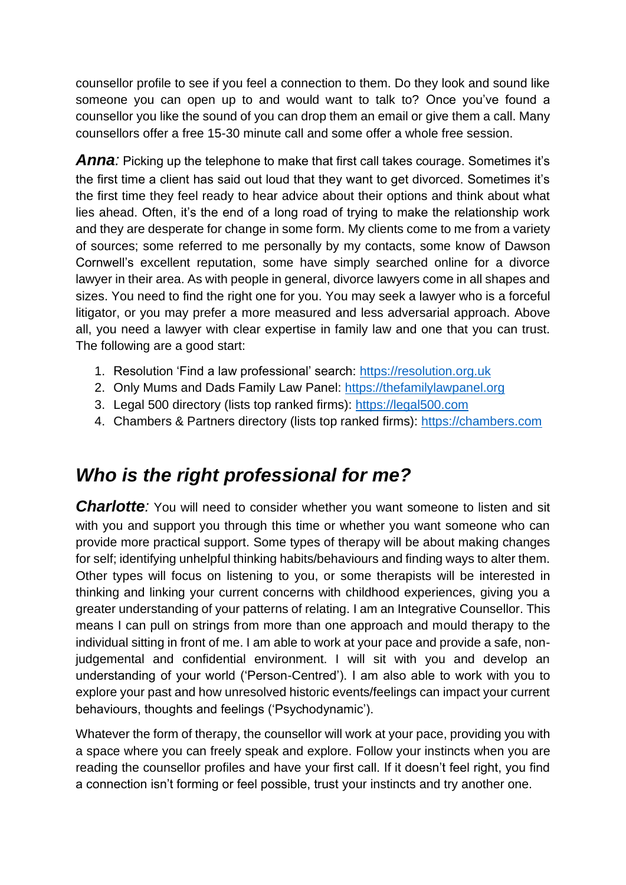counsellor profile to see if you feel a connection to them. Do they look and sound like someone you can open up to and would want to talk to? Once you've found a counsellor you like the sound of you can drop them an email or give them a call. Many counsellors offer a free 15-30 minute call and some offer a whole free session.

***Anna**:* Picking up the telephone to make that first call takes courage. Sometimes it's the first time a client has said out loud that they want to get divorced. Sometimes it's the first time they feel ready to hear advice about their options and think about what lies ahead. Often, it's the end of a long road of trying to make the relationship work and they are desperate for change in some form. My clients come to me from a variety of sources; some referred to me personally by my contacts, some know of Dawson Cornwell's excellent reputation, some have simply searched online for a divorce lawyer in their area. As with people in general, divorce lawyers come in all shapes and sizes. You need to find the right one for you. You may seek a lawyer who is a forceful litigator, or you may prefer a more measured and less adversarial approach. Above all, you need a lawyer with clear expertise in family law and one that you can trust. The following are a good start:

1. Resolution 'Find a law professional' search: https://resolution.org.uk
2. Only Mums and Dads Family Law Panel: https://thefamilylawpanel.org
3. Legal 500 directory (lists top ranked firms): https://legal500.com
4. Chambers & Partners directory (lists top ranked firms): https://chambers.com

## *Who is the right professional for me?*

***Charlotte**:* You will need to consider whether you want someone to listen and sit with you and support you through this time or whether you want someone who can provide more practical support. Some types of therapy will be about making changes for self; identifying unhelpful thinking habits/behaviours and finding ways to alter them. Other types will focus on listening to you, or some therapists will be interested in thinking and linking your current concerns with childhood experiences, giving you a greater understanding of your patterns of relating. I am an Integrative Counsellor. This means I can pull on strings from more than one approach and mould therapy to the individual sitting in front of me. I am able to work at your pace and provide a safe, non-judgemental and confidential environment. I will sit with you and develop an understanding of your world ('Person-Centred'). I am also able to work with you to explore your past and how unresolved historic events/feelings can impact your current behaviours, thoughts and feelings ('Psychodynamic').

Whatever the form of therapy, the counsellor will work at your pace, providing you with a space where you can freely speak and explore. Follow your instincts when you are reading the counsellor profiles and have your first call. If it doesn't feel right, you find a connection isn't forming or feel possible, trust your instincts and try another one.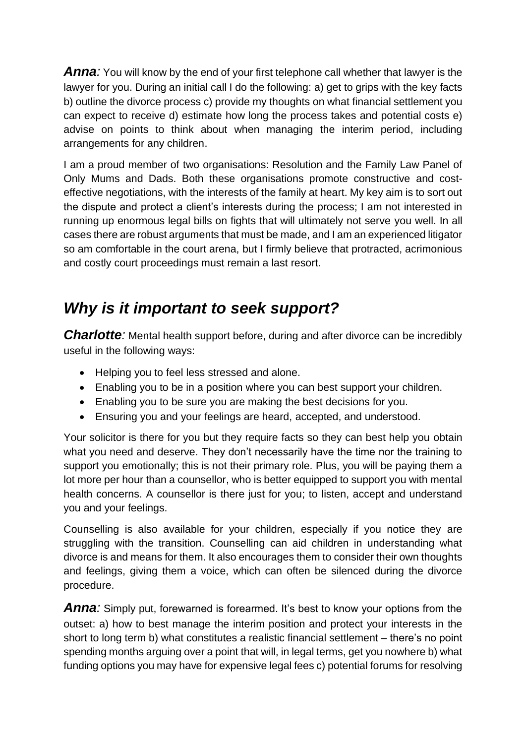***Anna:*** You will know by the end of your first telephone call whether that lawyer is the lawyer for you. During an initial call I do the following: a) get to grips with the key facts b) outline the divorce process c) provide my thoughts on what financial settlement you can expect to receive d) estimate how long the process takes and potential costs e) advise on points to think about when managing the interim period, including arrangements for any children.

I am a proud member of two organisations: Resolution and the Family Law Panel of Only Mums and Dads. Both these organisations promote constructive and cost-effective negotiations, with the interests of the family at heart. My key aim is to sort out the dispute and protect a client's interests during the process; I am not interested in running up enormous legal bills on fights that will ultimately not serve you well. In all cases there are robust arguments that must be made, and I am an experienced litigator so am comfortable in the court arena, but I firmly believe that protracted, acrimonious and costly court proceedings must remain a last resort.

## *Why is it important to seek support?*

***Charlotte:*** Mental health support before, during and after divorce can be incredibly useful in the following ways:

- Helping you to feel less stressed and alone.
- Enabling you to be in a position where you can best support your children.
- Enabling you to be sure you are making the best decisions for you.
- Ensuring you and your feelings are heard, accepted, and understood.

Your solicitor is there for you but they require facts so they can best help you obtain what you need and deserve. They don't necessarily have the time nor the training to support you emotionally; this is not their primary role. Plus, you will be paying them a lot more per hour than a counsellor, who is better equipped to support you with mental health concerns. A counsellor is there just for you; to listen, accept and understand you and your feelings.

Counselling is also available for your children, especially if you notice they are struggling with the transition. Counselling can aid children in understanding what divorce is and means for them. It also encourages them to consider their own thoughts and feelings, giving them a voice, which can often be silenced during the divorce procedure.

***Anna:*** Simply put, forewarned is forearmed. It's best to know your options from the outset: a) how to best manage the interim position and protect your interests in the short to long term b) what constitutes a realistic financial settlement – there's no point spending months arguing over a point that will, in legal terms, get you nowhere b) what funding options you may have for expensive legal fees c) potential forums for resolving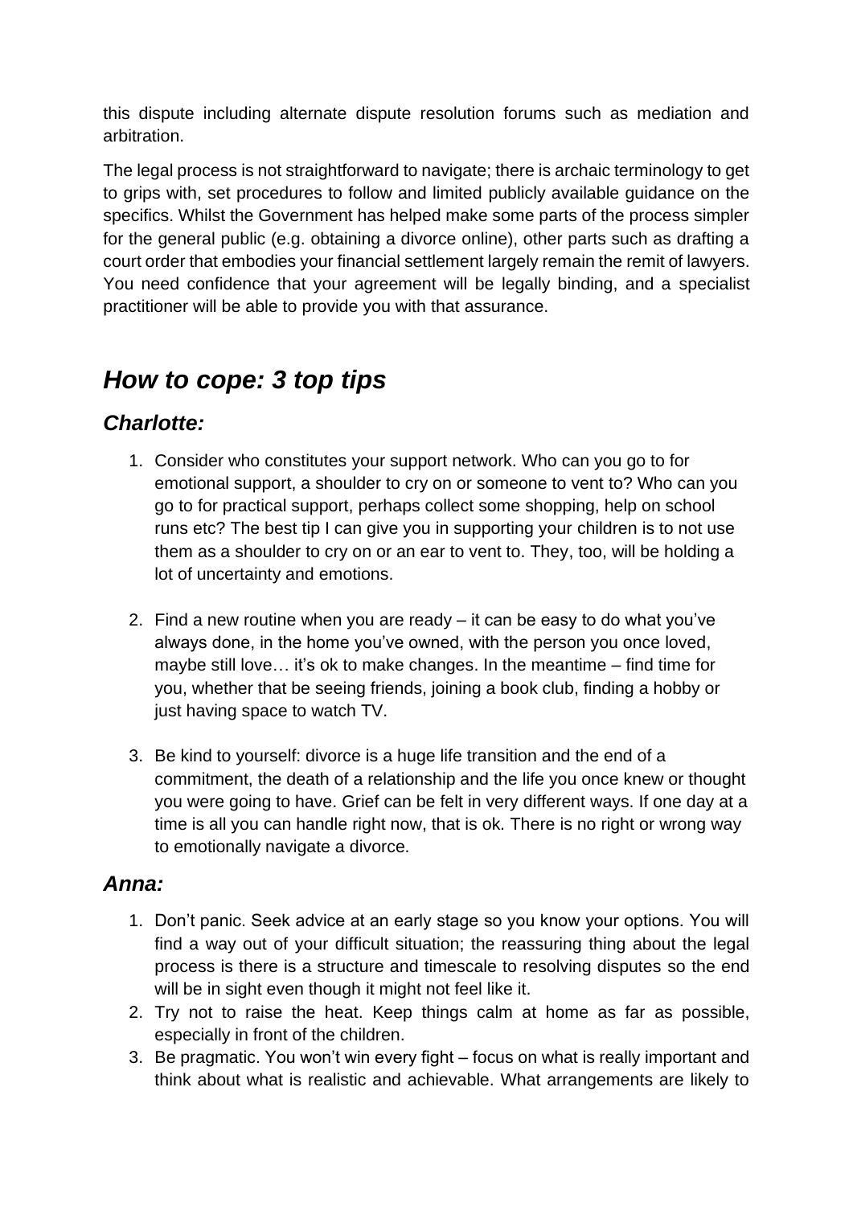this dispute including alternate dispute resolution forums such as mediation and arbitration.

The legal process is not straightforward to navigate; there is archaic terminology to get to grips with, set procedures to follow and limited publicly available guidance on the specifics. Whilst the Government has helped make some parts of the process simpler for the general public (e.g. obtaining a divorce online), other parts such as drafting a court order that embodies your financial settlement largely remain the remit of lawyers. You need confidence that your agreement will be legally binding, and a specialist practitioner will be able to provide you with that assurance.

## *How to cope: 3 top tips*

### *Charlotte:*

1. Consider who constitutes your support network. Who can you go to for emotional support, a shoulder to cry on or someone to vent to? Who can you go to for practical support, perhaps collect some shopping, help on school runs etc? The best tip I can give you in supporting your children is to not use them as a shoulder to cry on or an ear to vent to. They, too, will be holding a lot of uncertainty and emotions.

2. Find a new routine when you are ready – it can be easy to do what you've always done, in the home you've owned, with the person you once loved, maybe still love… it's ok to make changes. In the meantime – find time for you, whether that be seeing friends, joining a book club, finding a hobby or just having space to watch TV.

3. Be kind to yourself: divorce is a huge life transition and the end of a commitment, the death of a relationship and the life you once knew or thought you were going to have. Grief can be felt in very different ways. If one day at a time is all you can handle right now, that is ok. There is no right or wrong way to emotionally navigate a divorce.

### *Anna:*

1. Don't panic. Seek advice at an early stage so you know your options. You will find a way out of your difficult situation; the reassuring thing about the legal process is there is a structure and timescale to resolving disputes so the end will be in sight even though it might not feel like it.
2. Try not to raise the heat. Keep things calm at home as far as possible, especially in front of the children.
3. Be pragmatic. You won't win every fight – focus on what is really important and think about what is realistic and achievable. What arrangements are likely to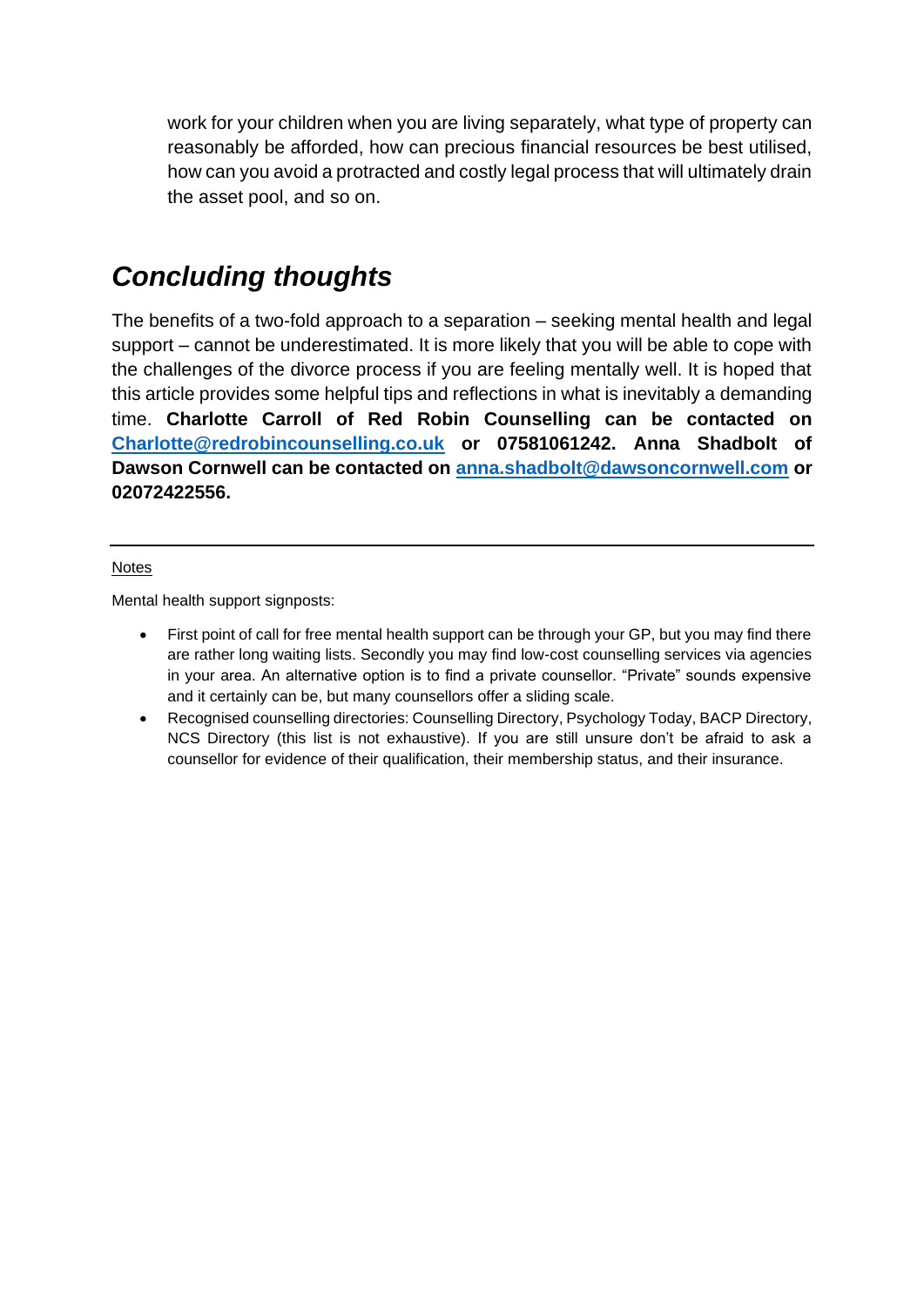work for your children when you are living separately, what type of property can reasonably be afforded, how can precious financial resources be best utilised, how can you avoid a protracted and costly legal process that will ultimately drain the asset pool, and so on.

## *Concluding thoughts*

The benefits of a two-fold approach to a separation – seeking mental health and legal support – cannot be underestimated. It is more likely that you will be able to cope with the challenges of the divorce process if you are feeling mentally well. It is hoped that this article provides some helpful tips and reflections in what is inevitably a demanding time. **Charlotte Carroll of Red Robin Counselling can be contacted on [Charlotte@redrobincounselling.co.uk](mailto:Charlotte@redrobincounselling.co.uk) or 07581061242. Anna Shadbolt of Dawson Cornwell can be contacted on [anna.shadbolt@dawsoncornwell.com](mailto:anna.shadbolt@dawsoncornwell.com) or 02072422556.**

---

Notes

Mental health support signposts:

- First point of call for free mental health support can be through your GP, but you may find there are rather long waiting lists. Secondly you may find low-cost counselling services via agencies in your area. An alternative option is to find a private counsellor. "Private" sounds expensive and it certainly can be, but many counsellors offer a sliding scale.
- Recognised counselling directories: Counselling Directory, Psychology Today, BACP Directory, NCS Directory (this list is not exhaustive). If you are still unsure don't be afraid to ask a counsellor for evidence of their qualification, their membership status, and their insurance.